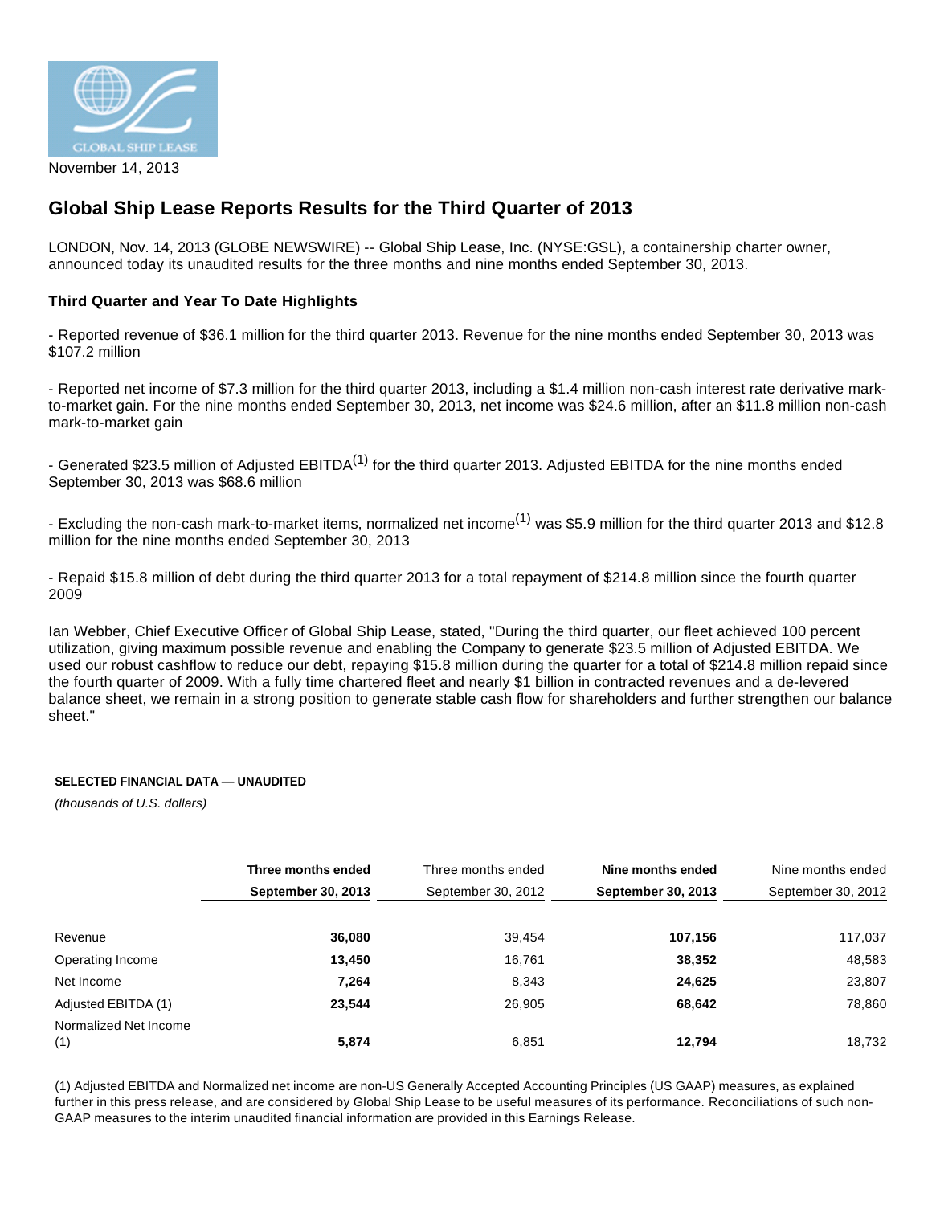November 14, 2013

# Global Ship Lease Reports Results for the Third Quarter of 2013

LONDON, Nov. 14, 2013 (GLOBE NEWSWIRE) -- Global Ship Lease, Inc. (NYSE:GSL), a containership charter owner, announced today its unaudited results for the three months and nine months ended September 30, 2013.

### Third Quarter and Year To Date Highlights

- Reported revenue of $36.1 million for the third quarter 2013. Revenue for the nine months ended September 30, 2013 was $107.2 million

- Reported net income of $7.3 million for the third quarter 2013, including a $1.4 million non-cash interest rate derivative mark-to-market gain. For the nine months ended September 30, 2013, net income was $24.6 million, after an $11.8 million non-cash mark-to-market gain

- Generated $23.5 million of Adjusted EBITDA(1) for the third quarter 2013. Adjusted EBITDA for the nine months ended September 30, 2013 was $68.6 million

- Excluding the non-cash mark-to-market items, normalized net income(1) was $5.9 million for the third quarter 2013 and $12.8 million for the nine months ended September 30, 2013

- Repaid $15.8 million of debt during the third quarter 2013 for a total repayment of $214.8 million since the fourth quarter 2009

Ian Webber, Chief Executive Officer of Global Ship Lease, stated, "During the third quarter, our fleet achieved 100 percent utilization, giving maximum possible revenue and enabling the Company to generate $23.5 million of Adjusted EBITDA. We used our robust cashflow to reduce our debt, repaying $15.8 million during the quarter for a total of $214.8 million repaid since the fourth quarter of 2009. With a fully time chartered fleet and nearly $1 billion in contracted revenues and a de-levered balance sheet, we remain in a strong position to generate stable cash flow for shareholders and further strengthen our balance sheet."

**SELECTED FINANCIAL DATA — UNAUDITED**

*(thousands of U.S. dollars)*

| | **Three months ended September 30, 2013** | Three months ended September 30, 2012 | **Nine months ended September 30, 2013** | Nine months ended September 30, 2012 |
|---|---|---|---|---|
| Revenue | **36,080** | 39,454 | **107,156** | 117,037 |
| Operating Income | **13,450** | 16,761 | **38,352** | 48,583 |
| Net Income | **7,264** | 8,343 | **24,625** | 23,807 |
| Adjusted EBITDA (1) | **23,544** | 26,905 | **68,642** | 78,860 |
| Normalized Net Income (1) | **5,874** | 6,851 | **12,794** | 18,732 |

(1) Adjusted EBITDA and Normalized net income are non-US Generally Accepted Accounting Principles (US GAAP) measures, as explained further in this press release, and are considered by Global Ship Lease to be useful measures of its performance. Reconciliations of such non-GAAP measures to the interim unaudited financial information are provided in this Earnings Release.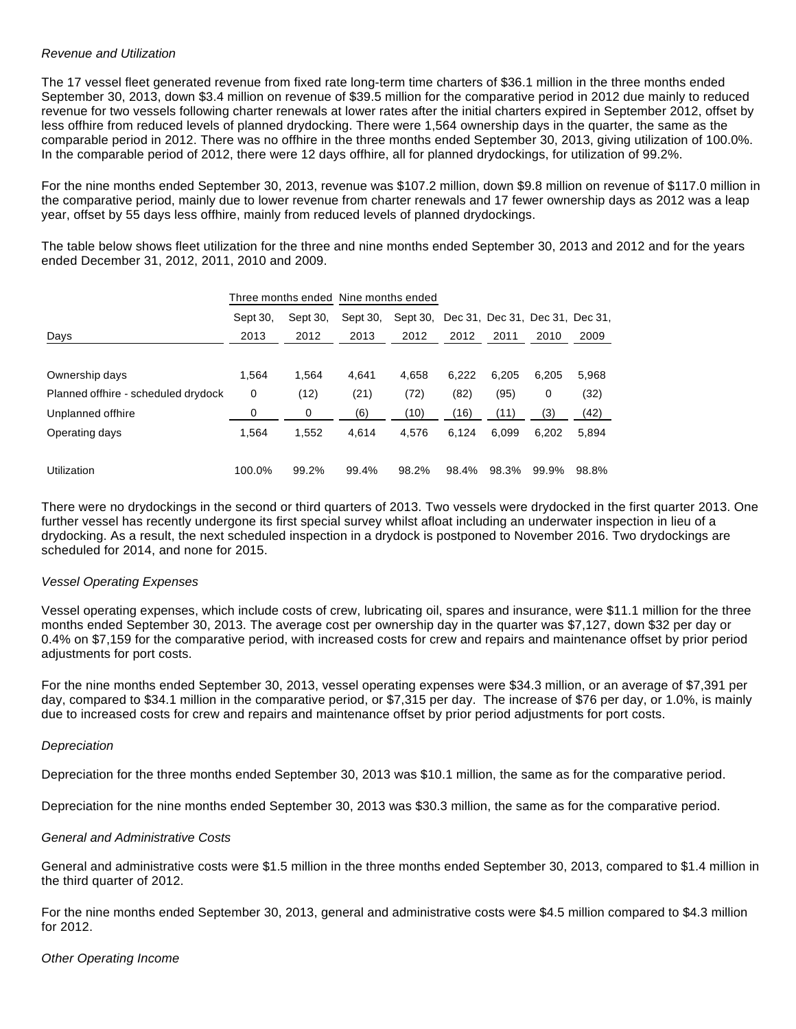*Revenue and Utilization*

The 17 vessel fleet generated revenue from fixed rate long-term time charters of $36.1 million in the three months ended September 30, 2013, down $3.4 million on revenue of $39.5 million for the comparative period in 2012 due mainly to reduced revenue for two vessels following charter renewals at lower rates after the initial charters expired in September 2012, offset by less offhire from reduced levels of planned drydocking. There were 1,564 ownership days in the quarter, the same as the comparable period in 2012. There was no offhire in the three months ended September 30, 2013, giving utilization of 100.0%. In the comparable period of 2012, there were 12 days offhire, all for planned drydockings, for utilization of 99.2%.

For the nine months ended September 30, 2013, revenue was $107.2 million, down $9.8 million on revenue of $117.0 million in the comparative period, mainly due to lower revenue from charter renewals and 17 fewer ownership days as 2012 was a leap year, offset by 55 days less offhire, mainly from reduced levels of planned drydockings.

The table below shows fleet utilization for the three and nine months ended September 30, 2013 and 2012 and for the years ended December 31, 2012, 2011, 2010 and 2009.

| | Three months ended | | Nine months ended | | | | | |
|---|---|---|---|---|---|---|---|---|
| Days | Sept 30, 2013 | Sept 30, 2012 | Sept 30, 2013 | Sept 30, 2012 | Dec 31, 2012 | Dec 31, 2011 | Dec 31, 2010 | Dec 31, 2009 |
| Ownership days | 1,564 | 1,564 | 4,641 | 4,658 | 6,222 | 6,205 | 6,205 | 5,968 |
| Planned offhire - scheduled drydock | 0 | (12) | (21) | (72) | (82) | (95) | 0 | (32) |
| Unplanned offhire | 0 | 0 | (6) | (10) | (16) | (11) | (3) | (42) |
| Operating days | 1,564 | 1,552 | 4,614 | 4,576 | 6,124 | 6,099 | 6,202 | 5,894 |
| Utilization | 100.0% | 99.2% | 99.4% | 98.2% | 98.4% | 98.3% | 99.9% | 98.8% |

There were no drydockings in the second or third quarters of 2013. Two vessels were drydocked in the first quarter 2013. One further vessel has recently undergone its first special survey whilst afloat including an underwater inspection in lieu of a drydocking. As a result, the next scheduled inspection in a drydock is postponed to November 2016. Two drydockings are scheduled for 2014, and none for 2015.

*Vessel Operating Expenses*

Vessel operating expenses, which include costs of crew, lubricating oil, spares and insurance, were $11.1 million for the three months ended September 30, 2013. The average cost per ownership day in the quarter was $7,127, down $32 per day or 0.4% on $7,159 for the comparative period, with increased costs for crew and repairs and maintenance offset by prior period adjustments for port costs.

For the nine months ended September 30, 2013, vessel operating expenses were $34.3 million, or an average of $7,391 per day, compared to $34.1 million in the comparative period, or $7,315 per day. The increase of $76 per day, or 1.0%, is mainly due to increased costs for crew and repairs and maintenance offset by prior period adjustments for port costs.

*Depreciation*

Depreciation for the three months ended September 30, 2013 was $10.1 million, the same as for the comparative period.

Depreciation for the nine months ended September 30, 2013 was $30.3 million, the same as for the comparative period.

*General and Administrative Costs*

General and administrative costs were $1.5 million in the three months ended September 30, 2013, compared to $1.4 million in the third quarter of 2012.

For the nine months ended September 30, 2013, general and administrative costs were $4.5 million compared to $4.3 million for 2012.

*Other Operating Income*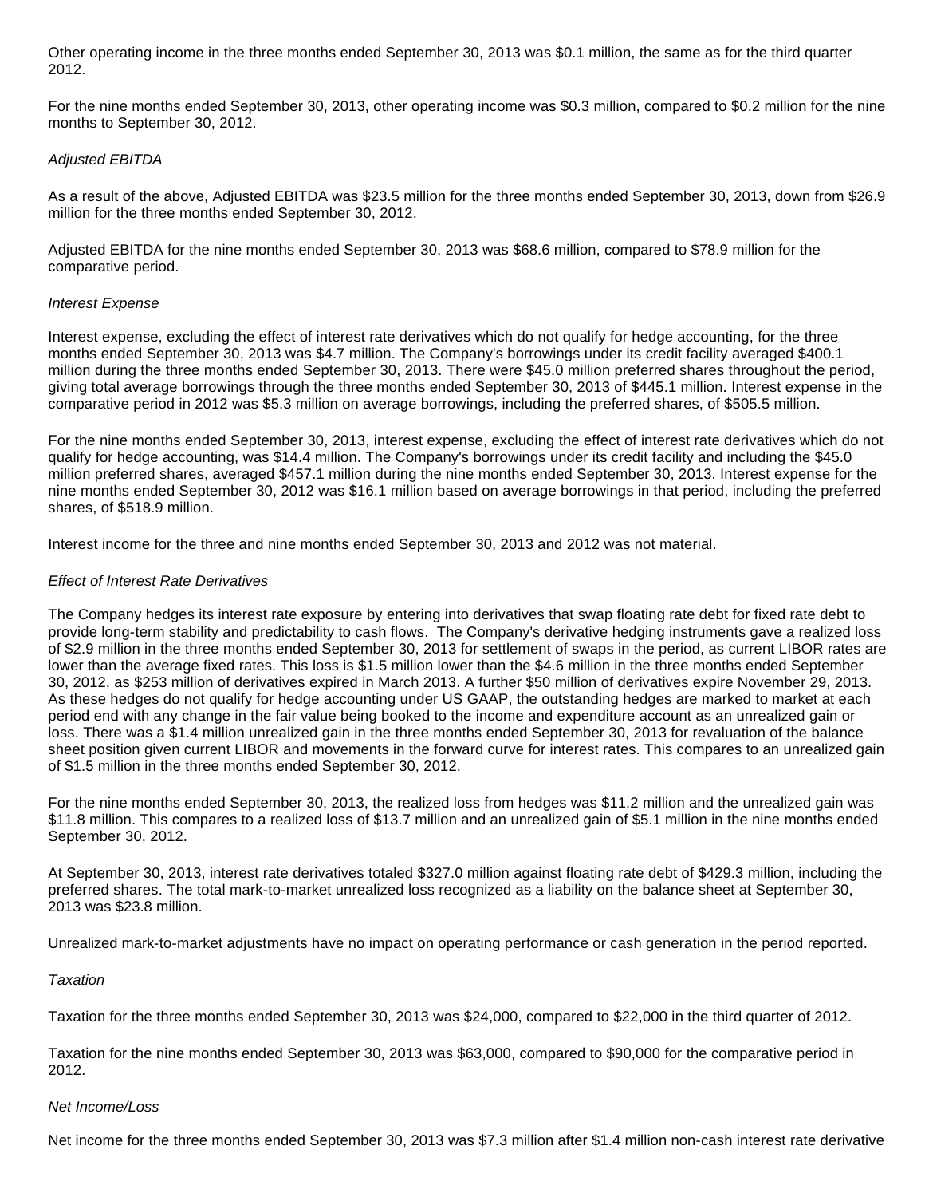Other operating income in the three months ended September 30, 2013 was $0.1 million, the same as for the third quarter 2012.

For the nine months ended September 30, 2013, other operating income was $0.3 million, compared to $0.2 million for the nine months to September 30, 2012.

*Adjusted EBITDA*

As a result of the above, Adjusted EBITDA was $23.5 million for the three months ended September 30, 2013, down from $26.9 million for the three months ended September 30, 2012.

Adjusted EBITDA for the nine months ended September 30, 2013 was $68.6 million, compared to $78.9 million for the comparative period.

*Interest Expense*

Interest expense, excluding the effect of interest rate derivatives which do not qualify for hedge accounting, for the three months ended September 30, 2013 was $4.7 million. The Company's borrowings under its credit facility averaged $400.1 million during the three months ended September 30, 2013. There were $45.0 million preferred shares throughout the period, giving total average borrowings through the three months ended September 30, 2013 of $445.1 million. Interest expense in the comparative period in 2012 was $5.3 million on average borrowings, including the preferred shares, of $505.5 million.

For the nine months ended September 30, 2013, interest expense, excluding the effect of interest rate derivatives which do not qualify for hedge accounting, was $14.4 million. The Company's borrowings under its credit facility and including the $45.0 million preferred shares, averaged $457.1 million during the nine months ended September 30, 2013. Interest expense for the nine months ended September 30, 2012 was $16.1 million based on average borrowings in that period, including the preferred shares, of $518.9 million.

Interest income for the three and nine months ended September 30, 2013 and 2012 was not material.

*Effect of Interest Rate Derivatives*

The Company hedges its interest rate exposure by entering into derivatives that swap floating rate debt for fixed rate debt to provide long-term stability and predictability to cash flows. The Company's derivative hedging instruments gave a realized loss of $2.9 million in the three months ended September 30, 2013 for settlement of swaps in the period, as current LIBOR rates are lower than the average fixed rates. This loss is $1.5 million lower than the $4.6 million in the three months ended September 30, 2012, as $253 million of derivatives expired in March 2013. A further $50 million of derivatives expire November 29, 2013. As these hedges do not qualify for hedge accounting under US GAAP, the outstanding hedges are marked to market at each period end with any change in the fair value being booked to the income and expenditure account as an unrealized gain or loss. There was a $1.4 million unrealized gain in the three months ended September 30, 2013 for revaluation of the balance sheet position given current LIBOR and movements in the forward curve for interest rates. This compares to an unrealized gain of $1.5 million in the three months ended September 30, 2012.

For the nine months ended September 30, 2013, the realized loss from hedges was $11.2 million and the unrealized gain was $11.8 million. This compares to a realized loss of $13.7 million and an unrealized gain of $5.1 million in the nine months ended September 30, 2012.

At September 30, 2013, interest rate derivatives totaled $327.0 million against floating rate debt of $429.3 million, including the preferred shares. The total mark-to-market unrealized loss recognized as a liability on the balance sheet at September 30, 2013 was $23.8 million.

Unrealized mark-to-market adjustments have no impact on operating performance or cash generation in the period reported.

*Taxation*

Taxation for the three months ended September 30, 2013 was $24,000, compared to $22,000 in the third quarter of 2012.

Taxation for the nine months ended September 30, 2013 was $63,000, compared to $90,000 for the comparative period in 2012.

*Net Income/Loss*

Net income for the three months ended September 30, 2013 was $7.3 million after $1.4 million non-cash interest rate derivative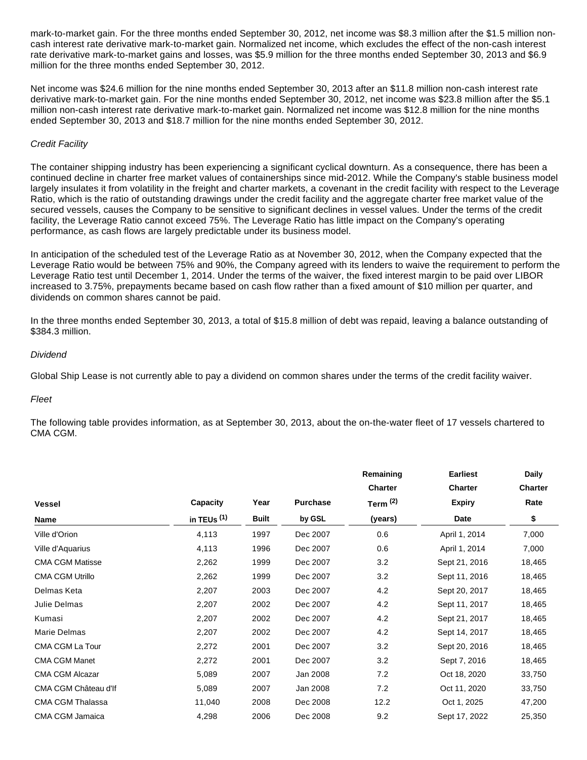mark-to-market gain. For the three months ended September 30, 2012, net income was $8.3 million after the $1.5 million non-cash interest rate derivative mark-to-market gain. Normalized net income, which excludes the effect of the non-cash interest rate derivative mark-to-market gains and losses, was $5.9 million for the three months ended September 30, 2013 and $6.9 million for the three months ended September 30, 2012.

Net income was $24.6 million for the nine months ended September 30, 2013 after an $11.8 million non-cash interest rate derivative mark-to-market gain. For the nine months ended September 30, 2012, net income was $23.8 million after the $5.1 million non-cash interest rate derivative mark-to-market gain. Normalized net income was $12.8 million for the nine months ended September 30, 2013 and $18.7 million for the nine months ended September 30, 2012.

*Credit Facility*

The container shipping industry has been experiencing a significant cyclical downturn. As a consequence, there has been a continued decline in charter free market values of containerships since mid-2012. While the Company's stable business model largely insulates it from volatility in the freight and charter markets, a covenant in the credit facility with respect to the Leverage Ratio, which is the ratio of outstanding drawings under the credit facility and the aggregate charter free market value of the secured vessels, causes the Company to be sensitive to significant declines in vessel values. Under the terms of the credit facility, the Leverage Ratio cannot exceed 75%. The Leverage Ratio has little impact on the Company's operating performance, as cash flows are largely predictable under its business model.

In anticipation of the scheduled test of the Leverage Ratio as at November 30, 2012, when the Company expected that the Leverage Ratio would be between 75% and 90%, the Company agreed with its lenders to waive the requirement to perform the Leverage Ratio test until December 1, 2014. Under the terms of the waiver, the fixed interest margin to be paid over LIBOR increased to 3.75%, prepayments became based on cash flow rather than a fixed amount of $10 million per quarter, and dividends on common shares cannot be paid.

In the three months ended September 30, 2013, a total of $15.8 million of debt was repaid, leaving a balance outstanding of $384.3 million.

*Dividend*

Global Ship Lease is not currently able to pay a dividend on common shares under the terms of the credit facility waiver.

*Fleet*

The following table provides information, as at September 30, 2013, about the on-the-water fleet of 17 vessels chartered to CMA CGM.

| Vessel Name | Capacity in TEUs [(1)] | Year Built | Purchase by GSL | Remaining Charter Term [(2)] (years) | Earliest Charter Expiry Date | Daily Charter Rate $ |
|---|---|---|---|---|---|---|
| Ville d'Orion | 4,113 | 1997 | Dec 2007 | 0.6 | April 1, 2014 | 7,000 |
| Ville d'Aquarius | 4,113 | 1996 | Dec 2007 | 0.6 | April 1, 2014 | 7,000 |
| CMA CGM Matisse | 2,262 | 1999 | Dec 2007 | 3.2 | Sept 21, 2016 | 18,465 |
| CMA CGM Utrillo | 2,262 | 1999 | Dec 2007 | 3.2 | Sept 11, 2016 | 18,465 |
| Delmas Keta | 2,207 | 2003 | Dec 2007 | 4.2 | Sept 20, 2017 | 18,465 |
| Julie Delmas | 2,207 | 2002 | Dec 2007 | 4.2 | Sept 11, 2017 | 18,465 |
| Kumasi | 2,207 | 2002 | Dec 2007 | 4.2 | Sept 21, 2017 | 18,465 |
| Marie Delmas | 2,207 | 2002 | Dec 2007 | 4.2 | Sept 14, 2017 | 18,465 |
| CMA CGM La Tour | 2,272 | 2001 | Dec 2007 | 3.2 | Sept 20, 2016 | 18,465 |
| CMA CGM Manet | 2,272 | 2001 | Dec 2007 | 3.2 | Sept 7, 2016 | 18,465 |
| CMA CGM Alcazar | 5,089 | 2007 | Jan 2008 | 7.2 | Oct 18, 2020 | 33,750 |
| CMA CGM Château d'If | 5,089 | 2007 | Jan 2008 | 7.2 | Oct 11, 2020 | 33,750 |
| CMA CGM Thalassa | 11,040 | 2008 | Dec 2008 | 12.2 | Oct 1, 2025 | 47,200 |
| CMA CGM Jamaica | 4,298 | 2006 | Dec 2008 | 9.2 | Sept 17, 2022 | 25,350 |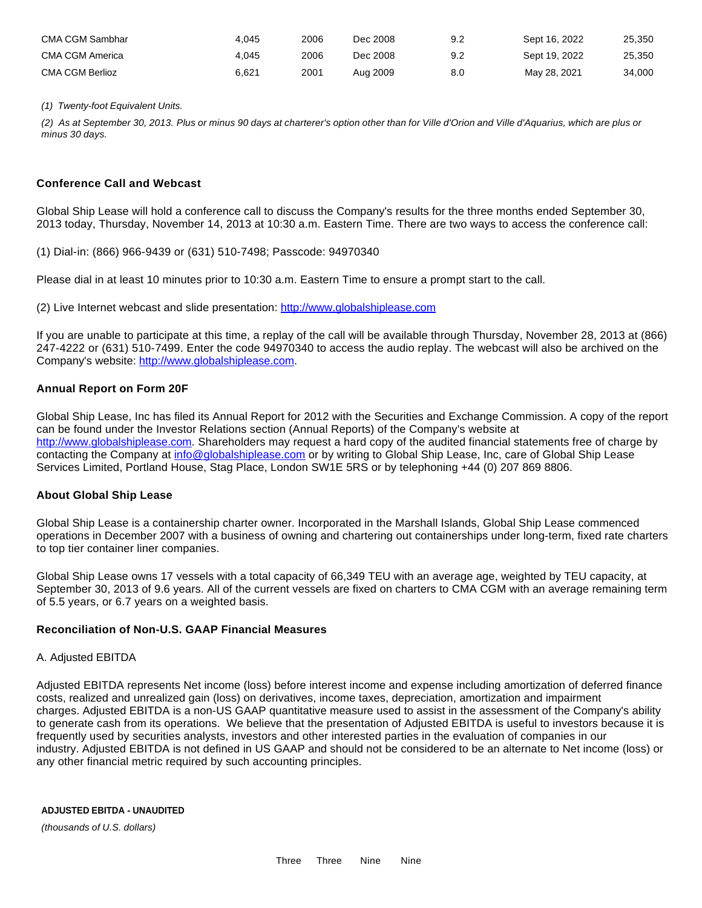| | | | | | | |
|---|---|---|---|---|---|---|
| CMA CGM Sambhar | 4,045 | 2006 | Dec 2008 | 9.2 | Sept 16, 2022 | 25,350 |
| CMA CGM America | 4,045 | 2006 | Dec 2008 | 9.2 | Sept 19, 2022 | 25,350 |
| CMA CGM Berlioz | 6,621 | 2001 | Aug 2009 | 8.0 | May 28, 2021 | 34,000 |

*(1) Twenty-foot Equivalent Units.*

*(2) As at September 30, 2013. Plus or minus 90 days at charterer's option other than for Ville d'Orion and Ville d'Aquarius, which are plus or minus 30 days.*

**Conference Call and Webcast**

Global Ship Lease will hold a conference call to discuss the Company's results for the three months ended September 30, 2013 today, Thursday, November 14, 2013 at 10:30 a.m. Eastern Time. There are two ways to access the conference call:

(1) Dial-in: (866) 966-9439 or (631) 510-7498; Passcode: 94970340

Please dial in at least 10 minutes prior to 10:30 a.m. Eastern Time to ensure a prompt start to the call.

(2) Live Internet webcast and slide presentation: http://www.globalshiplease.com

If you are unable to participate at this time, a replay of the call will be available through Thursday, November 28, 2013 at (866) 247-4222 or (631) 510-7499. Enter the code 94970340 to access the audio replay. The webcast will also be archived on the Company's website: http://www.globalshiplease.com.

**Annual Report on Form 20F**

Global Ship Lease, Inc has filed its Annual Report for 2012 with the Securities and Exchange Commission. A copy of the report can be found under the Investor Relations section (Annual Reports) of the Company's website at http://www.globalshiplease.com. Shareholders may request a hard copy of the audited financial statements free of charge by contacting the Company at info@globalshiplease.com or by writing to Global Ship Lease, Inc, care of Global Ship Lease Services Limited, Portland House, Stag Place, London SW1E 5RS or by telephoning +44 (0) 207 869 8806.

**About Global Ship Lease**

Global Ship Lease is a containership charter owner. Incorporated in the Marshall Islands, Global Ship Lease commenced operations in December 2007 with a business of owning and chartering out containerships under long-term, fixed rate charters to top tier container liner companies.

Global Ship Lease owns 17 vessels with a total capacity of 66,349 TEU with an average age, weighted by TEU capacity, at September 30, 2013 of 9.6 years. All of the current vessels are fixed on charters to CMA CGM with an average remaining term of 5.5 years, or 6.7 years on a weighted basis.

**Reconciliation of Non-U.S. GAAP Financial Measures**

A. Adjusted EBITDA

Adjusted EBITDA represents Net income (loss) before interest income and expense including amortization of deferred finance costs, realized and unrealized gain (loss) on derivatives, income taxes, depreciation, amortization and impairment charges. Adjusted EBITDA is a non-US GAAP quantitative measure used to assist in the assessment of the Company's ability to generate cash from its operations. We believe that the presentation of Adjusted EBITDA is useful to investors because it is frequently used by securities analysts, investors and other interested parties in the evaluation of companies in our industry. Adjusted EBITDA is not defined in US GAAP and should not be considered to be an alternate to Net income (loss) or any other financial metric required by such accounting principles.

**ADJUSTED EBITDA - UNAUDITED**

*(thousands of U.S. dollars)*

| | Three | Three | Nine | Nine |
|---|---|---|---|---|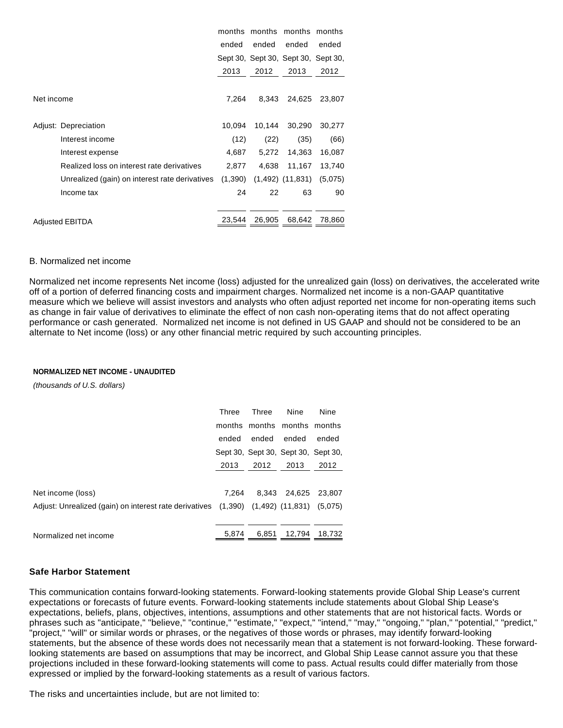| | months ended Sept 30, 2013 | months ended Sept 30, 2012 | months ended Sept 30, 2013 | months ended Sept 30, 2012 |
|---|---|---|---|---|
| Net income | 7,264 | 8,343 | 24,625 | 23,807 |
| Adjust: Depreciation | 10,094 | 10,144 | 30,290 | 30,277 |
| Interest income | (12) | (22) | (35) | (66) |
| Interest expense | 4,687 | 5,272 | 14,363 | 16,087 |
| Realized loss on interest rate derivatives | 2,877 | 4,638 | 11,167 | 13,740 |
| Unrealized (gain) on interest rate derivatives | (1,390) | (1,492) | (11,831) | (5,075) |
| Income tax | 24 | 22 | 63 | 90 |
| Adjusted EBITDA | 23,544 | 26,905 | 68,642 | 78,860 |

B. Normalized net income

Normalized net income represents Net income (loss) adjusted for the unrealized gain (loss) on derivatives, the accelerated write off of a portion of deferred financing costs and impairment charges. Normalized net income is a non-GAAP quantitative measure which we believe will assist investors and analysts who often adjust reported net income for non-operating items such as change in fair value of derivatives to eliminate the effect of non cash non-operating items that do not affect operating performance or cash generated. Normalized net income is not defined in US GAAP and should not be considered to be an alternate to Net income (loss) or any other financial metric required by such accounting principles.

**NORMALIZED NET INCOME - UNAUDITED**

*(thousands of U.S. dollars)*

| | Three months ended Sept 30, 2013 | Three months ended Sept 30, 2012 | Nine months ended Sept 30, 2013 | Nine months ended Sept 30, 2012 |
|---|---|---|---|---|
| Net income (loss) | 7,264 | 8,343 | 24,625 | 23,807 |
| Adjust: Unrealized (gain) on interest rate derivatives | (1,390) | (1,492) | (11,831) | (5,075) |
| Normalized net income | 5,874 | 6,851 | 12,794 | 18,732 |

**Safe Harbor Statement**

This communication contains forward-looking statements. Forward-looking statements provide Global Ship Lease's current expectations or forecasts of future events. Forward-looking statements include statements about Global Ship Lease's expectations, beliefs, plans, objectives, intentions, assumptions and other statements that are not historical facts. Words or phrases such as "anticipate," "believe," "continue," "estimate," "expect," "intend," "may," "ongoing," "plan," "potential," "predict," "project," "will" or similar words or phrases, or the negatives of those words or phrases, may identify forward-looking statements, but the absence of these words does not necessarily mean that a statement is not forward-looking. These forward-looking statements are based on assumptions that may be incorrect, and Global Ship Lease cannot assure you that these projections included in these forward-looking statements will come to pass. Actual results could differ materially from those expressed or implied by the forward-looking statements as a result of various factors.

The risks and uncertainties include, but are not limited to: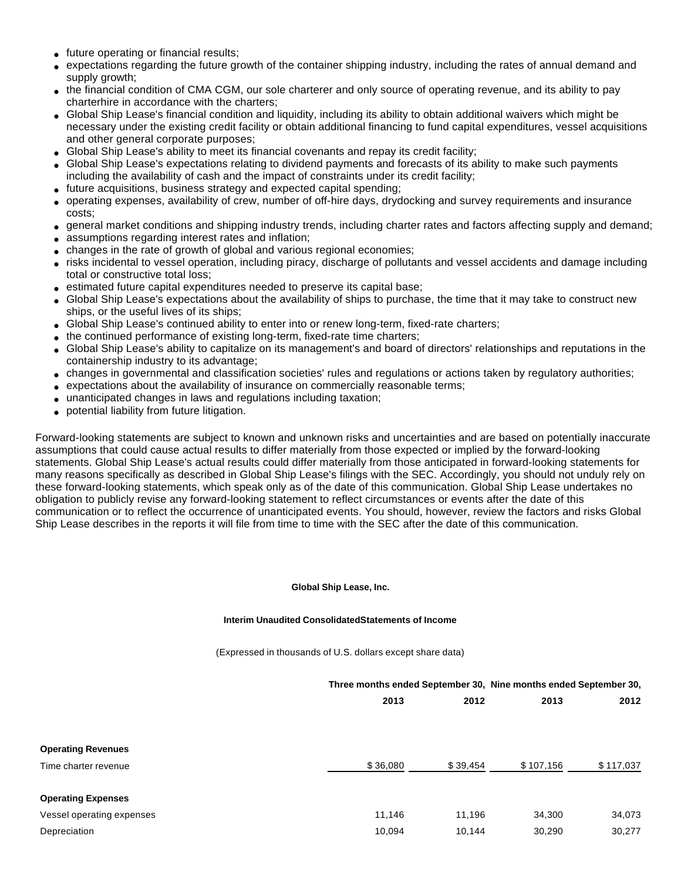- future operating or financial results;
- expectations regarding the future growth of the container shipping industry, including the rates of annual demand and supply growth;
- the financial condition of CMA CGM, our sole charterer and only source of operating revenue, and its ability to pay charterhire in accordance with the charters;
- Global Ship Lease's financial condition and liquidity, including its ability to obtain additional waivers which might be necessary under the existing credit facility or obtain additional financing to fund capital expenditures, vessel acquisitions and other general corporate purposes;
- Global Ship Lease's ability to meet its financial covenants and repay its credit facility;
- Global Ship Lease's expectations relating to dividend payments and forecasts of its ability to make such payments including the availability of cash and the impact of constraints under its credit facility;
- future acquisitions, business strategy and expected capital spending;
- operating expenses, availability of crew, number of off-hire days, drydocking and survey requirements and insurance costs;
- general market conditions and shipping industry trends, including charter rates and factors affecting supply and demand;
- assumptions regarding interest rates and inflation;
- changes in the rate of growth of global and various regional economies;
- risks incidental to vessel operation, including piracy, discharge of pollutants and vessel accidents and damage including total or constructive total loss;
- estimated future capital expenditures needed to preserve its capital base;
- Global Ship Lease's expectations about the availability of ships to purchase, the time that it may take to construct new ships, or the useful lives of its ships;
- Global Ship Lease's continued ability to enter into or renew long-term, fixed-rate charters;
- the continued performance of existing long-term, fixed-rate time charters;
- Global Ship Lease's ability to capitalize on its management's and board of directors' relationships and reputations in the containership industry to its advantage;
- changes in governmental and classification societies' rules and regulations or actions taken by regulatory authorities;
- expectations about the availability of insurance on commercially reasonable terms;
- unanticipated changes in laws and regulations including taxation;
- potential liability from future litigation.

Forward-looking statements are subject to known and unknown risks and uncertainties and are based on potentially inaccurate assumptions that could cause actual results to differ materially from those expected or implied by the forward-looking statements. Global Ship Lease's actual results could differ materially from those anticipated in forward-looking statements for many reasons specifically as described in Global Ship Lease's filings with the SEC. Accordingly, you should not unduly rely on these forward-looking statements, which speak only as of the date of this communication. Global Ship Lease undertakes no obligation to publicly revise any forward-looking statement to reflect circumstances or events after the date of this communication or to reflect the occurrence of unanticipated events. You should, however, review the factors and risks Global Ship Lease describes in the reports it will file from time to time with the SEC after the date of this communication.

**Global Ship Lease, Inc.**

**Interim Unaudited ConsolidatedStatements of Income**

(Expressed in thousands of U.S. dollars except share data)

| | Three months ended September 30, | | Nine months ended September 30, | |
|---|---|---|---|---|
| | **2013** | **2012** | **2013** | **2012** |
| **Operating Revenues** | | | | |
| Time charter revenue | $ 36,080 | $ 39,454 | $ 107,156 | $ 117,037 |
| **Operating Expenses** | | | | |
| Vessel operating expenses | 11,146 | 11,196 | 34,300 | 34,073 |
| Depreciation | 10,094 | 10,144 | 30,290 | 30,277 |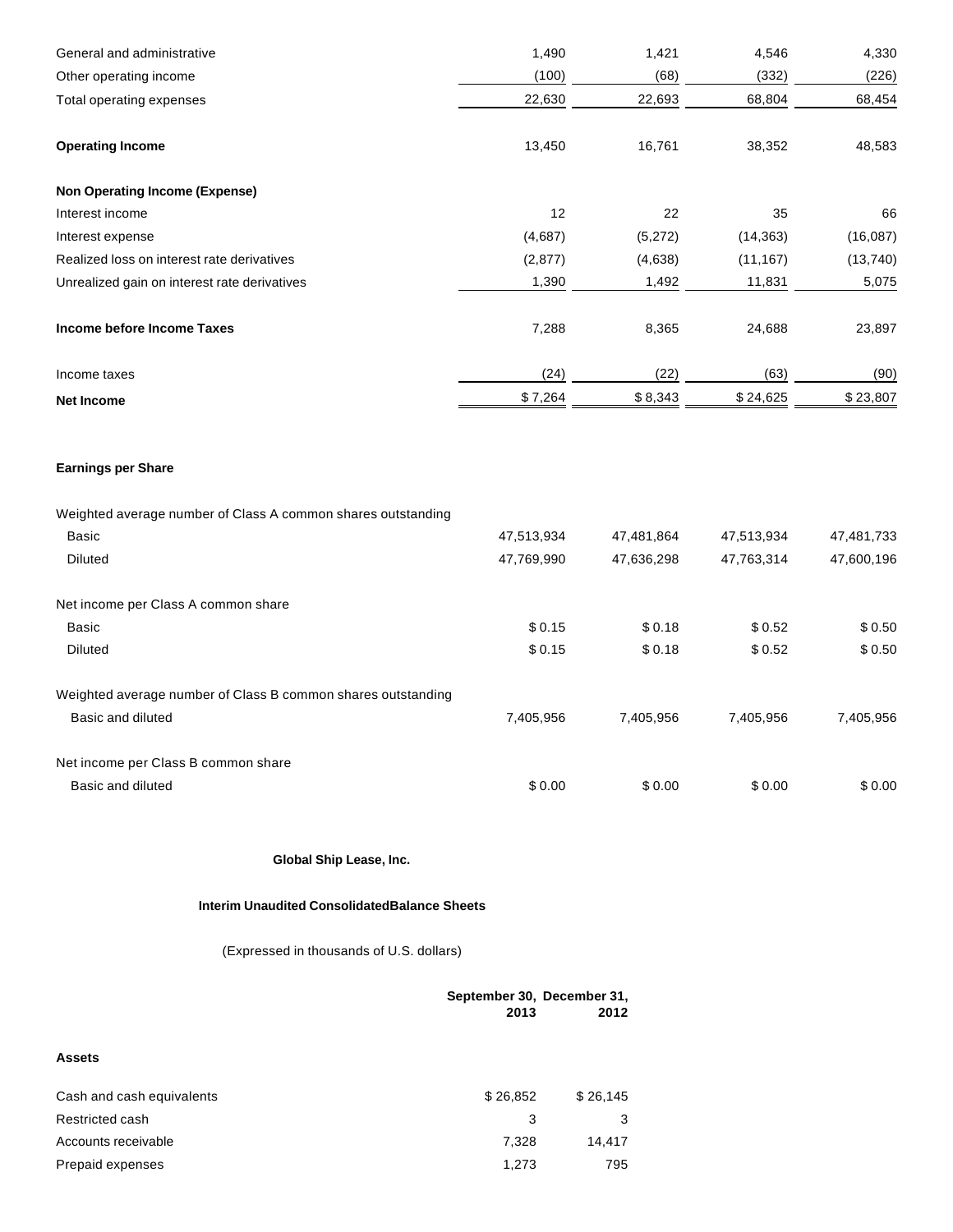| | | | | |
|---|---|---|---|---|
| General and administrative | 1,490 | 1,421 | 4,546 | 4,330 |
| Other operating income | (100) | (68) | (332) | (226) |
| Total operating expenses | 22,630 | 22,693 | 68,804 | 68,454 |
| **Operating Income** | 13,450 | 16,761 | 38,352 | 48,583 |
| **Non Operating Income (Expense)** | | | | |
| Interest income | 12 | 22 | 35 | 66 |
| Interest expense | (4,687) | (5,272) | (14,363) | (16,087) |
| Realized loss on interest rate derivatives | (2,877) | (4,638) | (11,167) | (13,740) |
| Unrealized gain on interest rate derivatives | 1,390 | 1,492 | 11,831 | 5,075 |
| **Income before Income Taxes** | 7,288 | 8,365 | 24,688 | 23,897 |
| Income taxes | (24) | (22) | (63) | (90) |
| **Net Income** | $ 7,264 | $ 8,343 | $ 24,625 | $ 23,807 |
| **Earnings per Share** | | | | |
| Weighted average number of Class A common shares outstanding | | | | |
| Basic | 47,513,934 | 47,481,864 | 47,513,934 | 47,481,733 |
| Diluted | 47,769,990 | 47,636,298 | 47,763,314 | 47,600,196 |
| Net income per Class A common share | | | | |
| Basic | $ 0.15 | $ 0.18 | $ 0.52 | $ 0.50 |
| Diluted | $ 0.15 | $ 0.18 | $ 0.52 | $ 0.50 |
| Weighted average number of Class B common shares outstanding | | | | |
| Basic and diluted | 7,405,956 | 7,405,956 | 7,405,956 | 7,405,956 |
| Net income per Class B common share | | | | |
| Basic and diluted | $ 0.00 | $ 0.00 | $ 0.00 | $ 0.00 |

**Global Ship Lease, Inc.**

**Interim Unaudited ConsolidatedBalance Sheets**

(Expressed in thousands of U.S. dollars)

| | September 30, 2013 | December 31, 2012 |
|---|---|---|
| **Assets** | | |
| Cash and cash equivalents | $ 26,852 | $ 26,145 |
| Restricted cash | 3 | 3 |
| Accounts receivable | 7,328 | 14,417 |
| Prepaid expenses | 1,273 | 795 |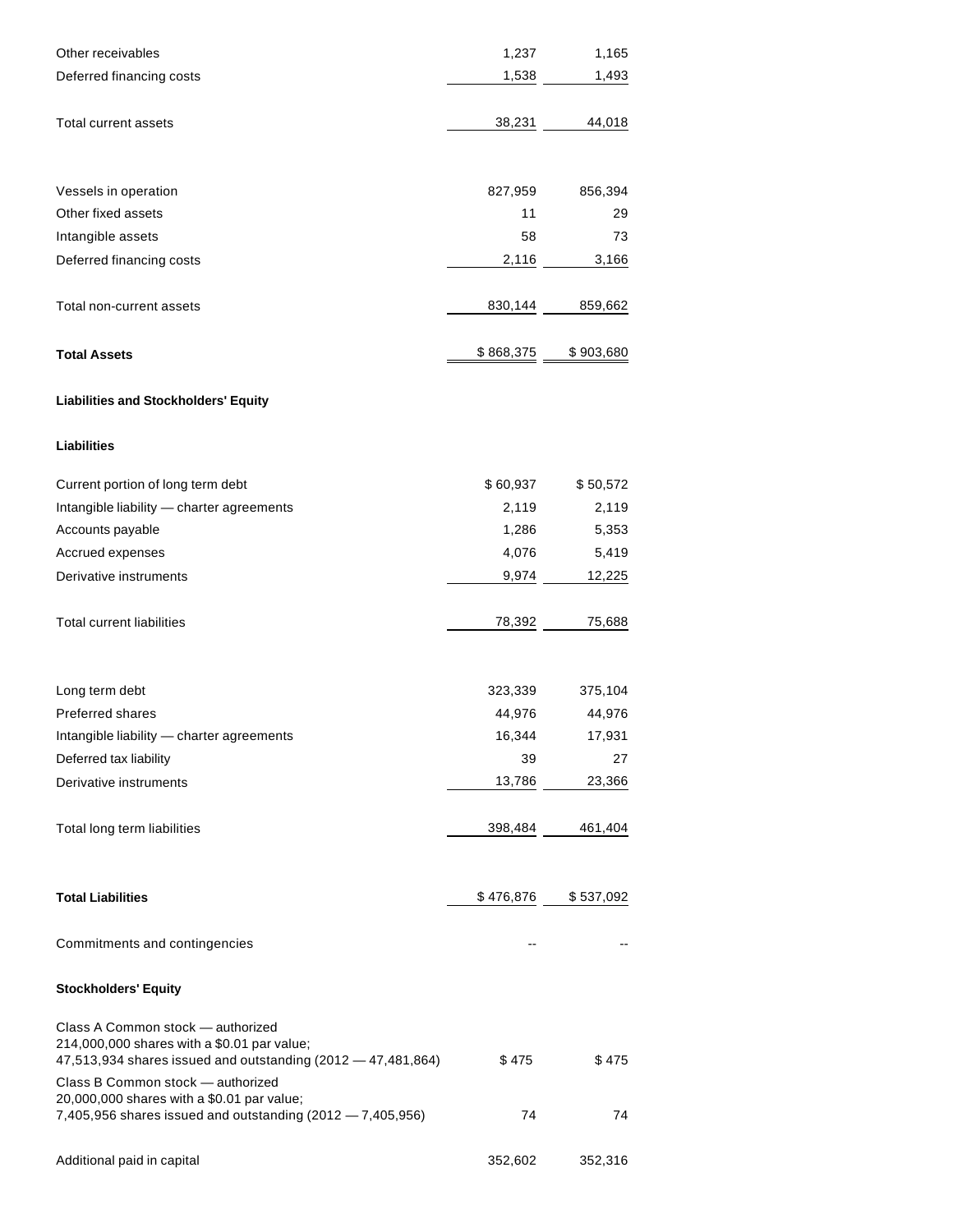| | | |
|---|---|---|
| Other receivables | 1,237 | 1,165 |
| Deferred financing costs | 1,538 | 1,493 |
| Total current assets | 38,231 | 44,018 |
| Vessels in operation | 827,959 | 856,394 |
| Other fixed assets | 11 | 29 |
| Intangible assets | 58 | 73 |
| Deferred financing costs | 2,116 | 3,166 |
| Total non-current assets | 830,144 | 859,662 |
| **Total Assets** | $ 868,375 | $ 903,680 |
| **Liabilities and Stockholders' Equity** | | |
| **Liabilities** | | |
| Current portion of long term debt | $ 60,937 | $ 50,572 |
| Intangible liability — charter agreements | 2,119 | 2,119 |
| Accounts payable | 1,286 | 5,353 |
| Accrued expenses | 4,076 | 5,419 |
| Derivative instruments | 9,974 | 12,225 |
| Total current liabilities | 78,392 | 75,688 |
| Long term debt | 323,339 | 375,104 |
| Preferred shares | 44,976 | 44,976 |
| Intangible liability — charter agreements | 16,344 | 17,931 |
| Deferred tax liability | 39 | 27 |
| Derivative instruments | 13,786 | 23,366 |
| Total long term liabilities | 398,484 | 461,404 |
| **Total Liabilities** | $ 476,876 | $ 537,092 |
| Commitments and contingencies | -- | -- |
| **Stockholders' Equity** | | |
| Class A Common stock — authorized 214,000,000 shares with a $0.01 par value; 47,513,934 shares issued and outstanding (2012 — 47,481,864) | $ 475 | $ 475 |
| Class B Common stock — authorized 20,000,000 shares with a $0.01 par value; 7,405,956 shares issued and outstanding (2012 — 7,405,956) | 74 | 74 |
| Additional paid in capital | 352,602 | 352,316 |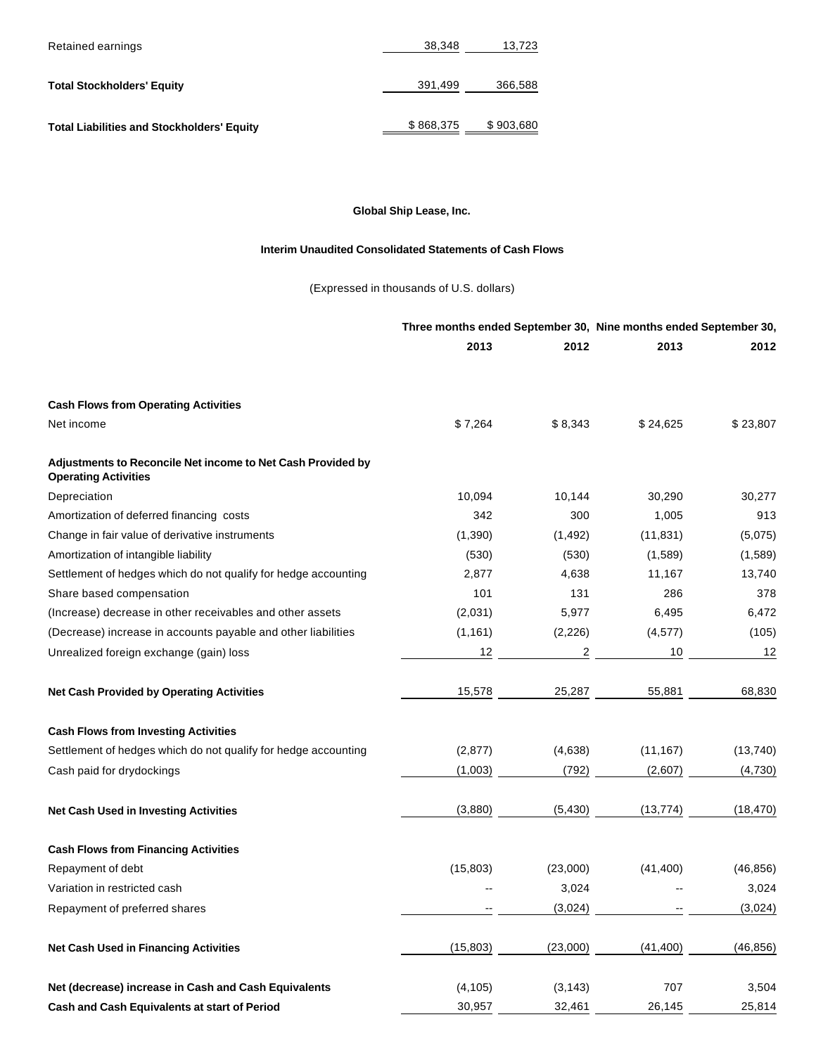| | | |
|---|---|---|
| Retained earnings | 38,348 | 13,723 |
| **Total Stockholders' Equity** | 391,499 | 366,588 |
| **Total Liabilities and Stockholders' Equity** | $ 868,375 | $ 903,680 |

**Global Ship Lease, Inc.**

**Interim Unaudited Consolidated Statements of Cash Flows**

(Expressed in thousands of U.S. dollars)

| | Three months ended September 30, | | Nine months ended September 30, | |
|---|---|---|---|---|
| | **2013** | **2012** | **2013** | **2012** |
| **Cash Flows from Operating Activities** | | | | |
| Net income | $ 7,264 | $ 8,343 | $ 24,625 | $ 23,807 |
| **Adjustments to Reconcile Net income to Net Cash Provided by Operating Activities** | | | | |
| Depreciation | 10,094 | 10,144 | 30,290 | 30,277 |
| Amortization of deferred financing costs | 342 | 300 | 1,005 | 913 |
| Change in fair value of derivative instruments | (1,390) | (1,492) | (11,831) | (5,075) |
| Amortization of intangible liability | (530) | (530) | (1,589) | (1,589) |
| Settlement of hedges which do not qualify for hedge accounting | 2,877 | 4,638 | 11,167 | 13,740 |
| Share based compensation | 101 | 131 | 286 | 378 |
| (Increase) decrease in other receivables and other assets | (2,031) | 5,977 | 6,495 | 6,472 |
| (Decrease) increase in accounts payable and other liabilities | (1,161) | (2,226) | (4,577) | (105) |
| Unrealized foreign exchange (gain) loss | 12 | 2 | 10 | 12 |
| **Net Cash Provided by Operating Activities** | 15,578 | 25,287 | 55,881 | 68,830 |
| **Cash Flows from Investing Activities** | | | | |
| Settlement of hedges which do not qualify for hedge accounting | (2,877) | (4,638) | (11,167) | (13,740) |
| Cash paid for drydockings | (1,003) | (792) | (2,607) | (4,730) |
| **Net Cash Used in Investing Activities** | (3,880) | (5,430) | (13,774) | (18,470) |
| **Cash Flows from Financing Activities** | | | | |
| Repayment of debt | (15,803) | (23,000) | (41,400) | (46,856) |
| Variation in restricted cash | -- | 3,024 | -- | 3,024 |
| Repayment of preferred shares | -- | (3,024) | -- | (3,024) |
| **Net Cash Used in Financing Activities** | (15,803) | (23,000) | (41,400) | (46,856) |
| **Net (decrease) increase in Cash and Cash Equivalents** | (4,105) | (3,143) | 707 | 3,504 |
| **Cash and Cash Equivalents at start of Period** | 30,957 | 32,461 | 26,145 | 25,814 |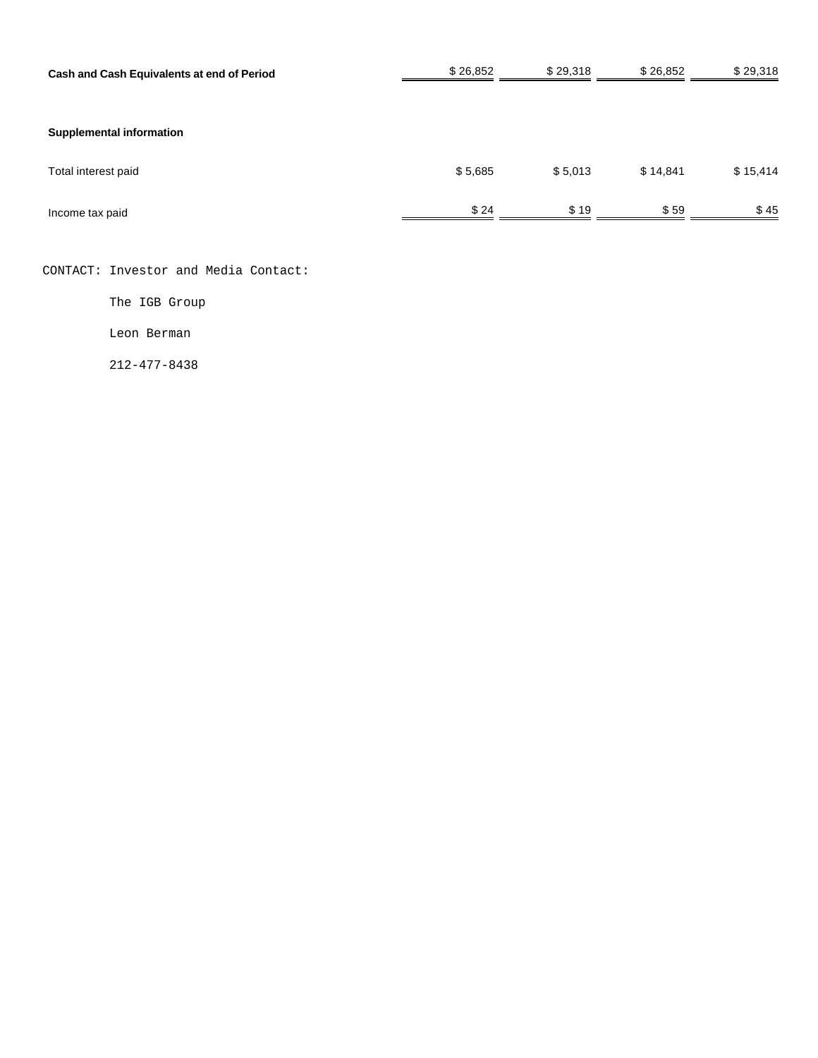| | | | | |
|---|---|---|---|---|
| **Cash and Cash Equivalents at end of Period** | $ 26,852 | $ 29,318 | $ 26,852 | $ 29,318 |
| | | | | |
| **Supplemental information** | | | | |
| Total interest paid | $ 5,685 | $ 5,013 | $ 14,841 | $ 15,414 |
| Income tax paid | $ 24 | $ 19 | $ 59 | $ 45 |

CONTACT: Investor and Media Contact:

The IGB Group

Leon Berman

212-477-8438